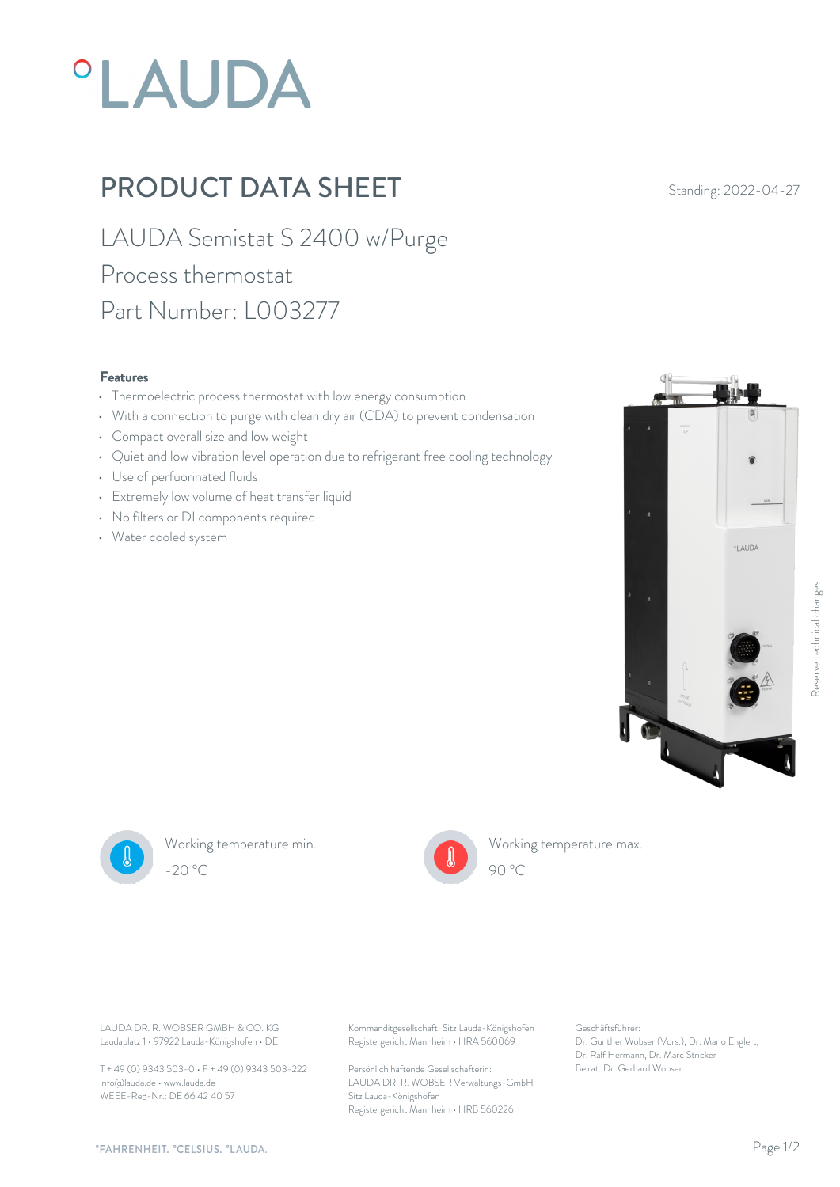# PRODUCT DATA SHEET

Standing: 2022-04-27

## LAUDA Semistat S 2400 w/Purge

Process thermostat

Part Number: L003277

### Features

- Thermoelectric process thermostat with low energy consumption
- With a connection to purge with clean dry air (CDA) to prevent condensation
- Compact overall size and low weight
- Quiet and low vibration level operation due to refrigerant free cooling technology
- Use of perfuorinated fluids
- Extremely low volume of heat transfer liquid
- No filters or DI components required
- Water cooled system

Reserve technical changes

Working temperature min.
-20 °C

Working temperature max.
90 °C

LAUDA DR. R. WOBSER GMBH & CO. KG
Laudaplatz 1 • 97922 Lauda-Königshofen • DE

T + 49 (0) 9343 503-0 • F + 49 (0) 9343 503-222
info@lauda.de • www.lauda.de
WEEE-Reg-Nr.: DE 66 42 40 57

Kommanditgesellschaft: Sitz Lauda-Königshofen
Registergericht Mannheim • HRA 560069

Persönlich haftende Gesellschafterin:
LAUDA DR. R. WOBSER Verwaltungs-GmbH
Sitz Lauda-Königshofen
Registergericht Mannheim • HRB 560226

Geschäftsführer:
Dr. Gunther Wobser (Vors.), Dr. Mario Englert,
Dr. Ralf Hermann, Dr. Marc Stricker
Beirat: Dr. Gerhard Wobser

°FAHRENHEIT. °CELSIUS. °LAUDA.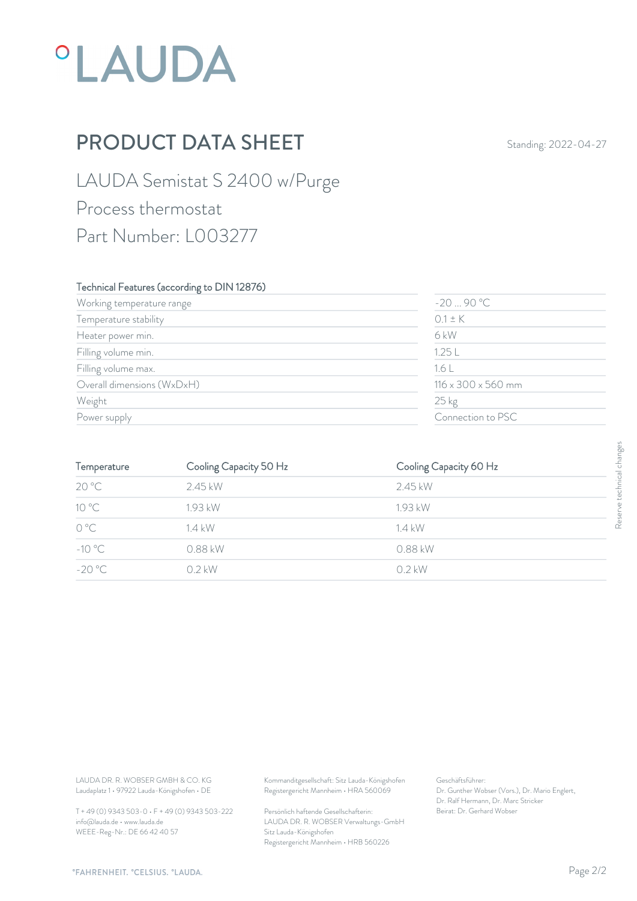°LAUDA

# PRODUCT DATA SHEET

Standing: 2022-04-27

## LAUDA Semistat S 2400 w/Purge

Process thermostat

Part Number: L003277

| Technical Features (according to DIN 12876) | |
|---|---|
| Working temperature range | -20 ... 90 °C |
| Temperature stability | 0.1 ± K |
| Heater power min. | 6 kW |
| Filling volume min. | 1.25 L |
| Filling volume max. | 1.6 L |
| Overall dimensions (WxDxH) | 116 x 300 x 560 mm |
| Weight | 25 kg |
| Power supply | Connection to PSC |

| Temperature | Cooling Capacity 50 Hz | Cooling Capacity 60 Hz |
|---|---|---|
| 20 °C | 2.45 kW | 2.45 kW |
| 10 °C | 1.93 kW | 1.93 kW |
| 0 °C | 1.4 kW | 1.4 kW |
| -10 °C | 0.88 kW | 0.88 kW |
| -20 °C | 0.2 kW | 0.2 kW |

Reserve technical changes

LAUDA DR. R. WOBSER GMBH & CO. KG
Laudaplatz 1 • 97922 Lauda-Königshofen • DE

T + 49 (0) 9343 503-0 • F + 49 (0) 9343 503-222
info@lauda.de • www.lauda.de
WEEE-Reg-Nr.: DE 66 42 40 57

Kommanditgesellschaft: Sitz Lauda-Königshofen
Registergericht Mannheim • HRA 560069

Persönlich haftende Gesellschafterin:
LAUDA DR. R. WOBSER Verwaltungs-GmbH
Sitz Lauda-Königshofen
Registergericht Mannheim • HRB 560226

Geschäftsführer:
Dr. Gunther Wobser (Vors.), Dr. Mario Englert,
Dr. Ralf Hermann, Dr. Marc Stricker
Beirat: Dr. Gerhard Wobser

°FAHRENHEIT. °CELSIUS. °LAUDA.